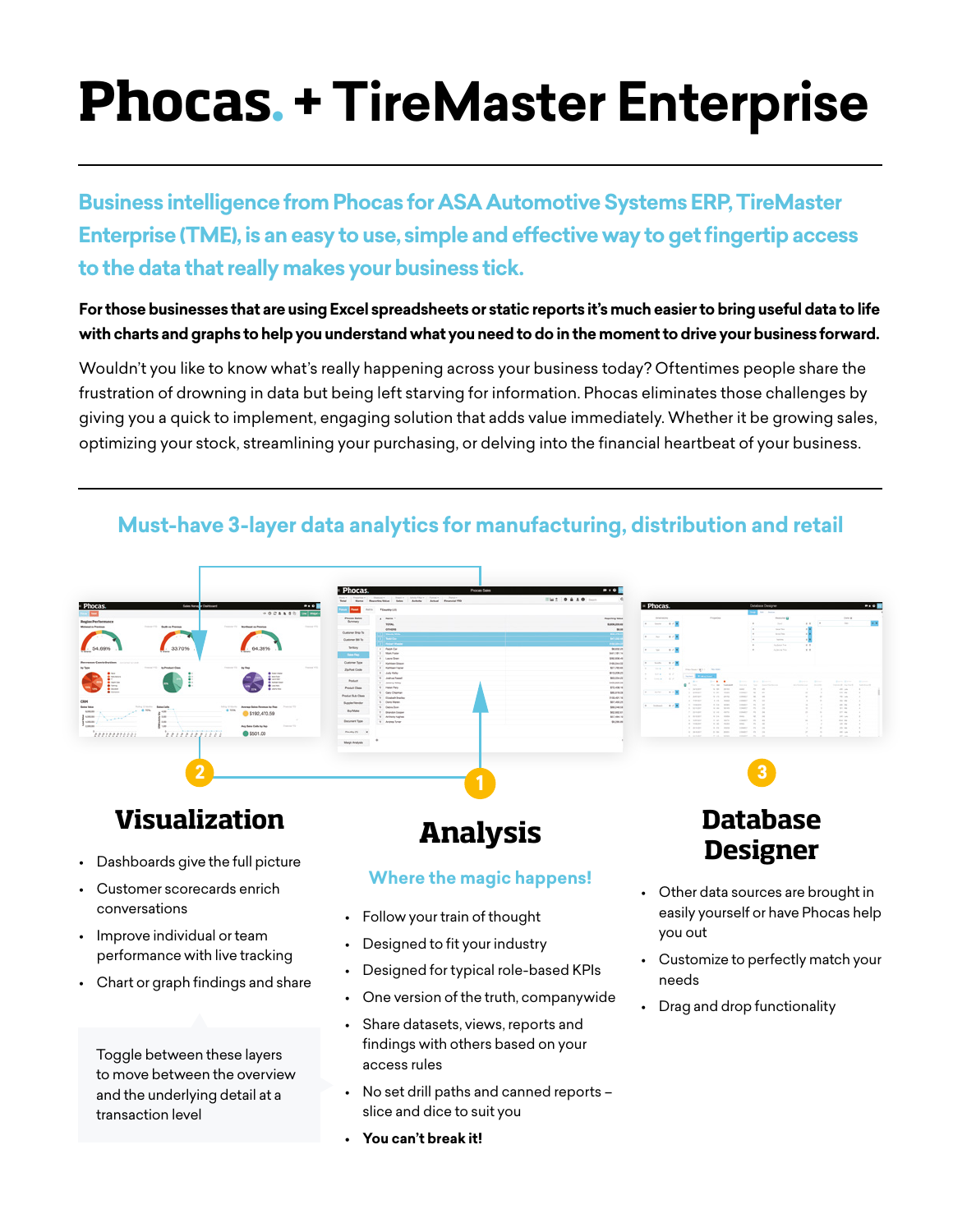# Phocas. + TireMaster Enterprise

## Business intelligence from Phocas for ASA Automotive Systems ERP, TireMaster Enterprise (TME), is an easy to use, simple and effective way to get fingertip access to the data that really makes your business tick.

**For those businesses that are using Excel spreadsheets or static reports it's much easier to bring useful data to life with charts and graphs to help you understand what you need to do in the moment to drive your business forward.**

Wouldn't you like to know what's really happening across your business today? Oftentimes people share the frustration of drowning in data but being left starving for information. Phocas eliminates those challenges by giving you a quick to implement, engaging solution that adds value immediately. Whether it be growing sales, optimizing your stock, streamlining your purchasing, or delving into the financial heartbeat of your business.

## Must-have 3-layer data analytics for manufacturing, distribution and retail

### 1 Analysis

**Where the magic happens!**

- Follow your train of thought
- Designed to fit your industry
- Designed for typical role-based KPIs
- One version of the truth, companywide
- Share datasets, views, reports and findings with others based on your access rules
- No set drill paths and canned reports – slice and dice to suit you
- **You can't break it!**

### 2 Visualization

- Dashboards give the full picture
- Customer scorecards enrich conversations
- Improve individual or team performance with live tracking
- Chart or graph findings and share

Toggle between these layers to move between the overview and the underlying detail at a transaction level

### 3 Database Designer

- Other data sources are brought in easily yourself or have Phocas help you out
- Customize to perfectly match your needs
- Drag and drop functionality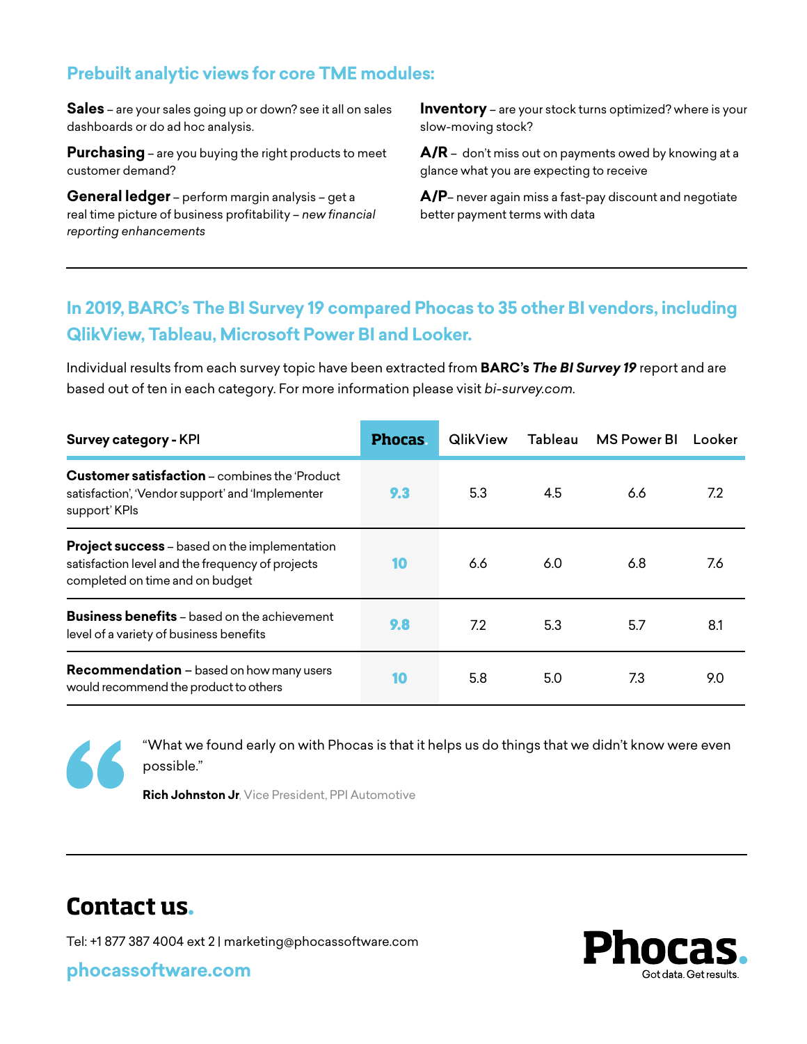## Prebuilt analytic views for core TME modules:

**Sales** – are your sales going up or down? see it all on sales dashboards or do ad hoc analysis.

**Purchasing** – are you buying the right products to meet customer demand?

**General ledger** – perform margin analysis – get a real time picture of business profitability – *new financial reporting enhancements*

**Inventory** – are your stock turns optimized? where is your slow-moving stock?

**A/R** – don't miss out on payments owed by knowing at a glance what you are expecting to receive

**A/P**– never again miss a fast-pay discount and negotiate better payment terms with data

---

## In 2019, BARC's The BI Survey 19 compared Phocas to 35 other BI vendors, including QlikView, Tableau, Microsoft Power BI and Looker.

Individual results from each survey topic have been extracted from **BARC's *The BI Survey 19*** report and are based out of ten in each category. For more information please visit *bi-survey.com*.

| Survey category - KPI | Phocas. | QlikView | Tableau | MS Power BI | Looker |
|---|---|---|---|---|---|
| **Customer satisfaction** – combines the 'Product satisfaction', 'Vendor support' and 'Implementer support' KPIs | **9.3** | 5.3 | 4.5 | 6.6 | 7.2 |
| **Project success** – based on the implementation satisfaction level and the frequency of projects completed on time and on budget | **10** | 6.6 | 6.0 | 6.8 | 7.6 |
| **Business benefits** – based on the achievement level of a variety of business benefits | **9.8** | 7.2 | 5.3 | 5.7 | 8.1 |
| **Recommendation** – based on how many users would recommend the product to others | **10** | 5.8 | 5.0 | 7.3 | 9.0 |

"What we found early on with Phocas is that it helps us do things that we didn't know were even possible."

**Rich Johnston Jr**, Vice President, PPI Automotive

---

## Contact us.

Tel: +1 877 387 4004 ext 2 | marketing@phocassoftware.com

**phocassoftware.com**

Phocas. Got data. Get results.